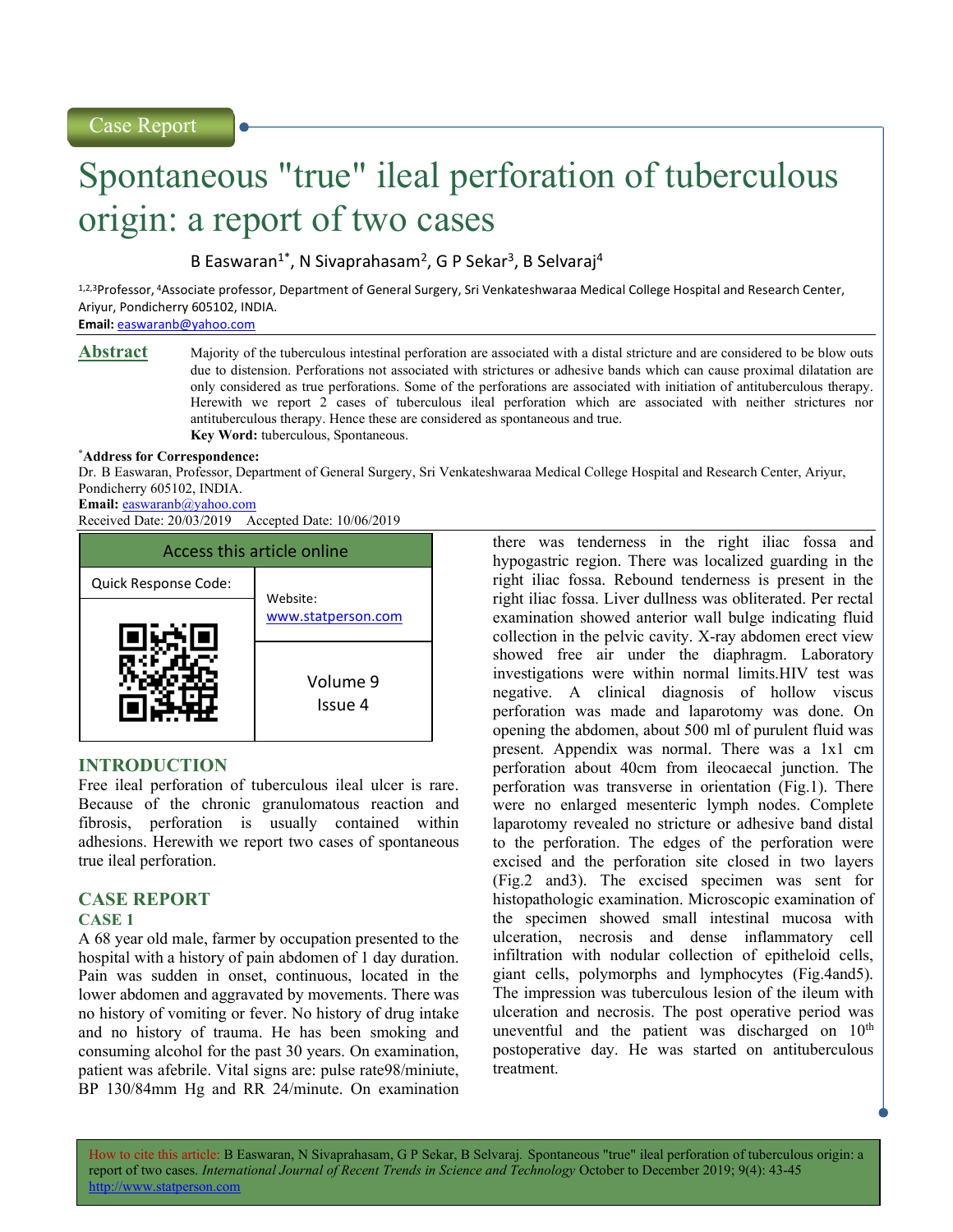Case Report

# Spontaneous "true" ileal perforation of tuberculous origin: a report of two cases

B Easwaran[1*], N Sivaprahasam[2], G P Sekar[3], B Selvaraj[4]

[1,2,3]Professor, [4]Associate professor, Department of General Surgery, Sri Venkateshwaraa Medical College Hospital and Research Center, Ariyur, Pondicherry 605102, INDIA.

**Email:** easwaranb@yahoo.com

## Abstract

Majority of the tuberculous intestinal perforation are associated with a distal stricture and are considered to be blow outs due to distension. Perforations not associated with strictures or adhesive bands which can cause proximal dilatation are only considered as true perforations. Some of the perforations are associated with initiation of antituberculous therapy. Herewith we report 2 cases of tuberculous ileal perforation which are associated with neither strictures nor antituberculous therapy. Hence these are considered as spontaneous and true.

**Key Word:** tuberculous, Spontaneous.

[*]**Address for Correspondence:**

Dr. B Easwaran, Professor, Department of General Surgery, Sri Venkateshwaraa Medical College Hospital and Research Center, Ariyur, Pondicherry 605102, INDIA.

**Email:** easwaranb@yahoo.com

Received Date: 20/03/2019 Accepted Date: 10/06/2019

| Access this article online | |
|---|---|
| Quick Response Code: | Website: www.statperson.com |
| | Volume 9 Issue 4 |

## INTRODUCTION

Free ileal perforation of tuberculous ileal ulcer is rare. Because of the chronic granulomatous reaction and fibrosis, perforation is usually contained within adhesions. Herewith we report two cases of spontaneous true ileal perforation.

## CASE REPORT

### CASE 1

A 68 year old male, farmer by occupation presented to the hospital with a history of pain abdomen of 1 day duration. Pain was sudden in onset, continuous, located in the lower abdomen and aggravated by movements. There was no history of vomiting or fever. No history of drug intake and no history of trauma. He has been smoking and consuming alcohol for the past 30 years. On examination, patient was afebrile. Vital signs are: pulse rate98/miniute, BP 130/84mm Hg and RR 24/minute. On examination there was tenderness in the right iliac fossa and hypogastric region. There was localized guarding in the right iliac fossa. Rebound tenderness is present in the right iliac fossa. Liver dullness was obliterated. Per rectal examination showed anterior wall bulge indicating fluid collection in the pelvic cavity. X-ray abdomen erect view showed free air under the diaphragm. Laboratory investigations were within normal limits.HIV test was negative. A clinical diagnosis of hollow viscus perforation was made and laparotomy was done. On opening the abdomen, about 500 ml of purulent fluid was present. Appendix was normal. There was a 1x1 cm perforation about 40cm from ileocaecal junction. The perforation was transverse in orientation (Fig.1). There were no enlarged mesenteric lymph nodes. Complete laparotomy revealed no stricture or adhesive band distal to the perforation. The edges of the perforation were excised and the perforation site closed in two layers (Fig.2 and3). The excised specimen was sent for histopathologic examination. Microscopic examination of the specimen showed small intestinal mucosa with ulceration, necrosis and dense inflammatory cell infiltration with nodular collection of epitheloid cells, giant cells, polymorphs and lymphocytes (Fig.4and5). The impression was tuberculous lesion of the ileum with ulceration and necrosis. The post operative period was uneventful and the patient was discharged on 10[th] postoperative day. He was started on antituberculous treatment.

How to cite this article: B Easwaran, N Sivaprahasam, G P Sekar, B Selvaraj. Spontaneous "true" ileal perforation of tuberculous origin: a report of two cases. *International Journal of Recent Trends in Science and Technology* October to December 2019; 9(4): 43-45 http://www.statperson.com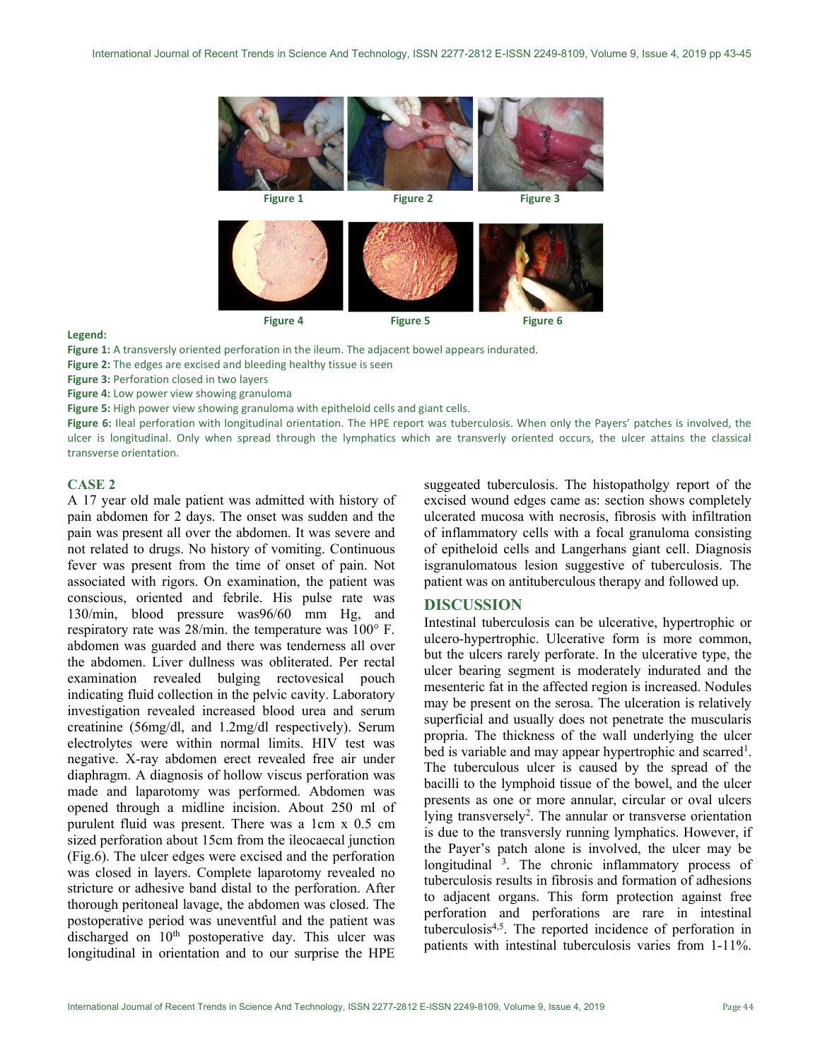Figure 1 | Figure 2 | Figure 3

Figure 4 | Figure 5 | Figure 6

**Legend:**

**Figure 1:** A transversly oriented perforation in the ileum. The adjacent bowel appears indurated.

**Figure 2:** The edges are excised and bleeding healthy tissue is seen

**Figure 3:** Perforation closed in two layers

**Figure 4:** Low power view showing granuloma

**Figure 5:** High power view showing granuloma with epitheloid cells and giant cells.

**Figure 6:** Ileal perforation with longitudinal orientation. The HPE report was tuberculosis. When only the Payers' patches is involved, the ulcer is longitudinal. Only when spread through the lymphatics which are transverly oriented occurs, the ulcer attains the classical transverse orientation.

## CASE 2

A 17 year old male patient was admitted with history of pain abdomen for 2 days. The onset was sudden and the pain was present all over the abdomen. It was severe and not related to drugs. No history of vomiting. Continuous fever was present from the time of onset of pain. Not associated with rigors. On examination, the patient was conscious, oriented and febrile. His pulse rate was 130/min, blood pressure was96/60 mm Hg, and respiratory rate was 28/min. the temperature was 100° F. abdomen was guarded and there was tenderness all over the abdomen. Liver dullness was obliterated. Per rectal examination revealed bulging rectovesical pouch indicating fluid collection in the pelvic cavity. Laboratory investigation revealed increased blood urea and serum creatinine (56mg/dl, and 1.2mg/dl respectively). Serum electrolytes were within normal limits. HIV test was negative. X-ray abdomen erect revealed free air under diaphragm. A diagnosis of hollow viscus perforation was made and laparotomy was performed. Abdomen was opened through a midline incision. About 250 ml of purulent fluid was present. There was a 1cm x 0.5 cm sized perforation about 15cm from the ileocaecal junction (Fig.6). The ulcer edges were excised and the perforation was closed in layers. Complete laparotomy revealed no stricture or adhesive band distal to the perforation. After thorough peritoneal lavage, the abdomen was closed. The postoperative period was uneventful and the patient was discharged on 10th postoperative day. This ulcer was longitudinal in orientation and to our surprise the HPE suggeated tuberculosis. The histopatholgy report of the excised wound edges came as: section shows completely ulcerated mucosa with necrosis, fibrosis with infiltration of inflammatory cells with a focal granuloma consisting of epitheloid cells and Langerhans giant cell. Diagnosis isgranulomatous lesion suggestive of tuberculosis. The patient was on antituberculous therapy and followed up.

## DISCUSSION

Intestinal tuberculosis can be ulcerative, hypertrophic or ulcero-hypertrophic. Ulcerative form is more common, but the ulcers rarely perforate. In the ulcerative type, the ulcer bearing segment is moderately indurated and the mesenteric fat in the affected region is increased. Nodules may be present on the serosa. The ulceration is relatively superficial and usually does not penetrate the muscularis propria. The thickness of the wall underlying the ulcer bed is variable and may appear hypertrophic and scarred[1]. The tuberculous ulcer is caused by the spread of the bacilli to the lymphoid tissue of the bowel, and the ulcer presents as one or more annular, circular or oval ulcers lying transversely[2]. The annular or transverse orientation is due to the transversly running lymphatics. However, if the Payer's patch alone is involved, the ulcer may be longitudinal [3]. The chronic inflammatory process of tuberculosis results in fibrosis and formation of adhesions to adjacent organs. This form protection against free perforation and perforations are rare in intestinal tuberculosis[4,5]. The reported incidence of perforation in patients with intestinal tuberculosis varies from 1-11%.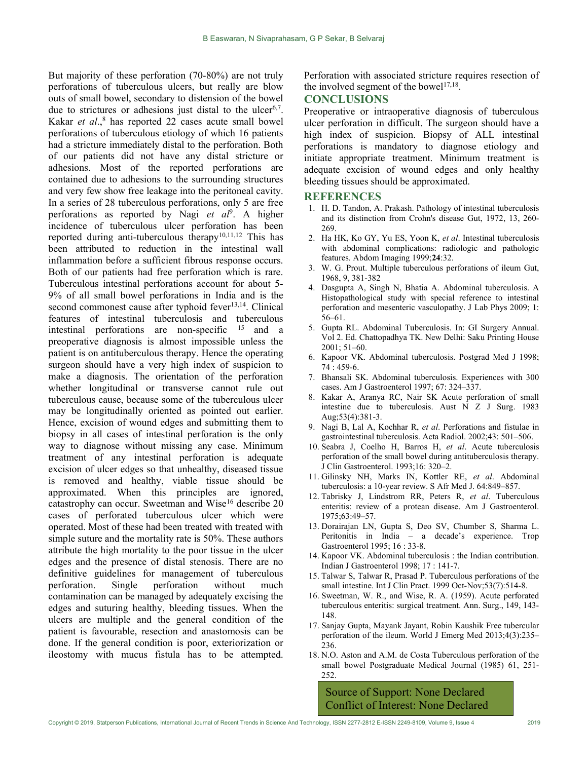But majority of these perforation (70-80%) are not truly perforations of tuberculous ulcers, but really are blow outs of small bowel, secondary to distension of the bowel due to strictures or adhesions just distal to the ulcer[6,7]. Kakar *et al*.,[8] has reported 22 cases acute small bowel perforations of tuberculous etiology of which 16 patients had a stricture immediately distal to the perforation. Both of our patients did not have any distal stricture or adhesions. Most of the reported perforations are contained due to adhesions to the surrounding structures and very few show free leakage into the peritoneal cavity. In a series of 28 tuberculous perforations, only 5 are free perforations as reported by Nagi *et al*[9]. A higher incidence of tuberculous ulcer perforation has been reported during anti-tuberculous therapy[10,11,12] This has been attributed to reduction in the intestinal wall inflammation before a sufficient fibrous response occurs. Both of our patients had free perforation which is rare. Tuberculous intestinal perforations account for about 5-9% of all small bowel perforations in India and is the second commonest cause after typhoid fever[13,14]. Clinical features of intestinal tuberculosis and tuberculous intestinal perforations are non-specific [15] and a preoperative diagnosis is almost impossible unless the patient is on antituberculous therapy. Hence the operating surgeon should have a very high index of suspicion to make a diagnosis. The orientation of the perforation whether longitudinal or transverse cannot rule out tuberculous cause, because some of the tuberculous ulcer may be longitudinally oriented as pointed out earlier. Hence, excision of wound edges and submitting them to biopsy in all cases of intestinal perforation is the only way to diagnose without missing any case. Minimum treatment of any intestinal perforation is adequate excision of ulcer edges so that unhealthy, diseased tissue is removed and healthy, viable tissue should be approximated. When this principles are ignored, catastrophy can occur. Sweetman and Wise[16] describe 20 cases of perforated tuberculous ulcer which were operated. Most of these had been treated with treated with simple suture and the mortality rate is 50%. These authors attribute the high mortality to the poor tissue in the ulcer edges and the presence of distal stenosis. There are no definitive guidelines for management of tuberculous perforation. Single perforation without much contamination can be managed by adequately excising the edges and suturing healthy, bleeding tissues. When the ulcers are multiple and the general condition of the patient is favourable, resection and anastomosis can be done. If the general condition is poor, exteriorization or ileostomy with mucus fistula has to be attempted. Perforation with associated stricture requires resection of the involved segment of the bowel[17,18].

## CONCLUSIONS

Preoperative or intraoperative diagnosis of tuberculous ulcer perforation in difficult. The surgeon should have a high index of suspicion. Biopsy of ALL intestinal perforations is mandatory to diagnose etiology and initiate appropriate treatment. Minimum treatment is adequate excision of wound edges and only healthy bleeding tissues should be approximated.

## REFERENCES

1. H. D. Tandon, A. Prakash. Pathology of intestinal tuberculosis and its distinction from Crohn's disease Gut, 1972, 13, 260-269.
2. Ha HK, Ko GY, Yu ES, Yoon K, *et al*. Intestinal tuberculosis with abdominal complications: radiologic and pathologic features. Abdom Imaging 1999;**24**:32.
3. W. G. Prout. Multiple tuberculous perforations of ileum Gut, 1968, 9, 381-382
4. Dasgupta A, Singh N, Bhatia A. Abdominal tuberculosis. A Histopathological study with special reference to intestinal perforation and mesenteric vasculopathy. J Lab Phys 2009; 1: 56–61.
5. Gupta RL. Abdominal Tuberculosis. In: GI Surgery Annual. Vol 2. Ed. Chattopadhya TK. New Delhi: Saku Printing House 2001; 51–60.
6. Kapoor VK. Abdominal tuberculosis. Postgrad Med J 1998; 74 : 459-6.
7. Bhansali SK. Abdominal tuberculosis. Experiences with 300 cases. Am J Gastroenterol 1997; 67: 324–337.
8. Kakar A, Aranya RC, Nair SK Acute perforation of small intestine due to tuberculosis. Aust N Z J Surg. 1983 Aug;53(4):381-3.
9. Nagi B, Lal A, Kochhar R, *et al*. Perforations and fistulae in gastrointestinal tuberculosis. Acta Radiol. 2002;43: 501–506.
10. Seabra J, Coelho H, Barros H, *et al*. Acute tuberculosis perforation of the small bowel during antituberculosis therapy. J Clin Gastroenterol. 1993;16: 320–2.
11. Gilinsky NH, Marks IN, Kottler RE, *et al*. Abdominal tuberculosis: a 10-year review. S Afr Med J. 64:849–857.
12. Tabrisky J, Lindstrom RR, Peters R, *et al*. Tuberculous enteritis: review of a protean disease. Am J Gastroenterol. 1975;63:49–57.
13. Dorairajan LN, Gupta S, Deo SV, Chumber S, Sharma L. Peritonitis in India – a decade's experience. Trop Gastroenterol 1995; 16 : 33-8.
14. Kapoor VK. Abdominal tuberculosis : the Indian contribution. Indian J Gastroenterol 1998; 17 : 141-7.
15. Talwar S, Talwar R, Prasad P. Tuberculous perforations of the small intestine. Int J Clin Pract. 1999 Oct-Nov;53(7):514-8.
16. Sweetman, W. R., and Wise, R. A. (1959). Acute perforated tuberculous enteritis: surgical treatment. Ann. Surg., 149, 143-148.
17. Sanjay Gupta, Mayank Jayant, Robin Kaushik Free tubercular perforation of the ileum. World J Emerg Med 2013;4(3):235–236.
18. N.O. Aston and A.M. de Costa Tuberculous perforation of the small bowel Postgraduate Medical Journal (1985) 61, 251-252.

Source of Support: None Declared
Conflict of Interest: None Declared